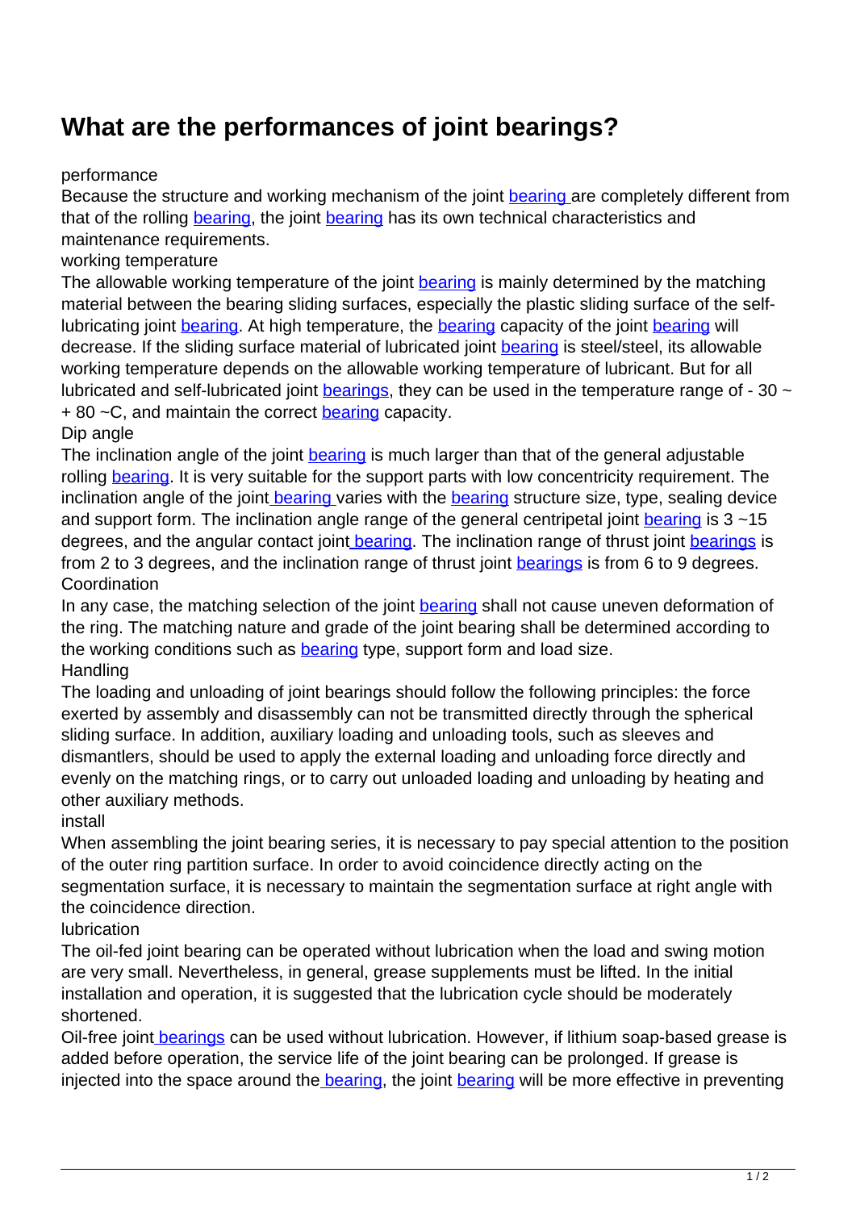# What are the performances of joint bearings?

performance

Because the structure and working mechanism of the joint bearing are completely different from that of the rolling bearing, the joint bearing has its own technical characteristics and maintenance requirements.

working temperature

The allowable working temperature of the joint bearing is mainly determined by the matching material between the bearing sliding surfaces, especially the plastic sliding surface of the self-lubricating joint bearing. At high temperature, the bearing capacity of the joint bearing will decrease. If the sliding surface material of lubricated joint bearing is steel/steel, its allowable working temperature depends on the allowable working temperature of lubricant. But for all lubricated and self-lubricated joint bearings, they can be used in the temperature range of - 30 ~ + 80 ~C, and maintain the correct bearing capacity.

Dip angle

The inclination angle of the joint bearing is much larger than that of the general adjustable rolling bearing. It is very suitable for the support parts with low concentricity requirement. The inclination angle of the joint bearing varies with the bearing structure size, type, sealing device and support form. The inclination angle range of the general centripetal joint bearing is 3 ~15 degrees, and the angular contact joint bearing. The inclination range of thrust joint bearings is from 2 to 3 degrees, and the inclination range of thrust joint bearings is from 6 to 9 degrees.

Coordination

In any case, the matching selection of the joint bearing shall not cause uneven deformation of the ring. The matching nature and grade of the joint bearing shall be determined according to the working conditions such as bearing type, support form and load size.

Handling

The loading and unloading of joint bearings should follow the following principles: the force exerted by assembly and disassembly can not be transmitted directly through the spherical sliding surface. In addition, auxiliary loading and unloading tools, such as sleeves and dismantlers, should be used to apply the external loading and unloading force directly and evenly on the matching rings, or to carry out unloaded loading and unloading by heating and other auxiliary methods.

install

When assembling the joint bearing series, it is necessary to pay special attention to the position of the outer ring partition surface. In order to avoid coincidence directly acting on the segmentation surface, it is necessary to maintain the segmentation surface at right angle with the coincidence direction.

lubrication

The oil-fed joint bearing can be operated without lubrication when the load and swing motion are very small. Nevertheless, in general, grease supplements must be lifted. In the initial installation and operation, it is suggested that the lubrication cycle should be moderately shortened.

Oil-free joint bearings can be used without lubrication. However, if lithium soap-based grease is added before operation, the service life of the joint bearing can be prolonged. If grease is injected into the space around the bearing, the joint bearing will be more effective in preventing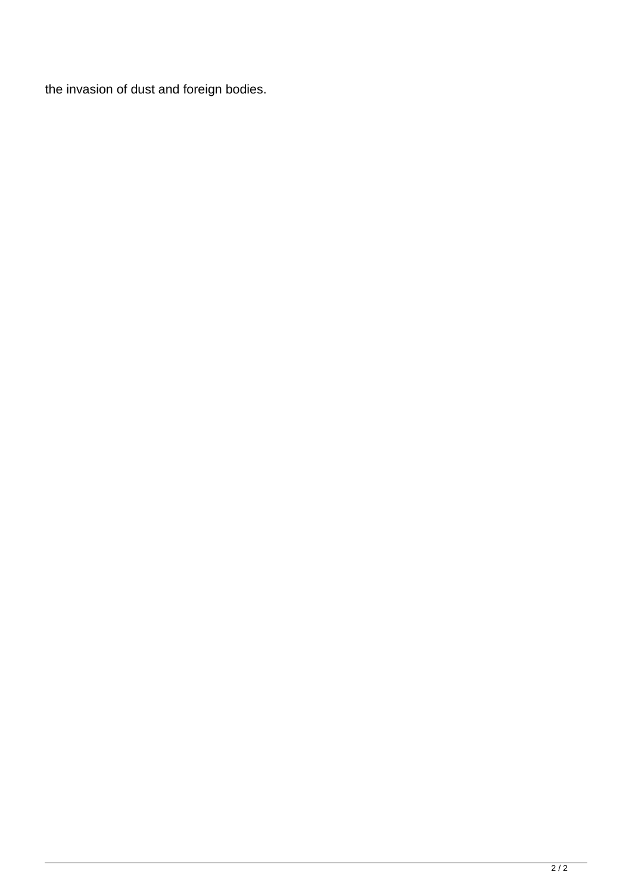the invasion of dust and foreign bodies.